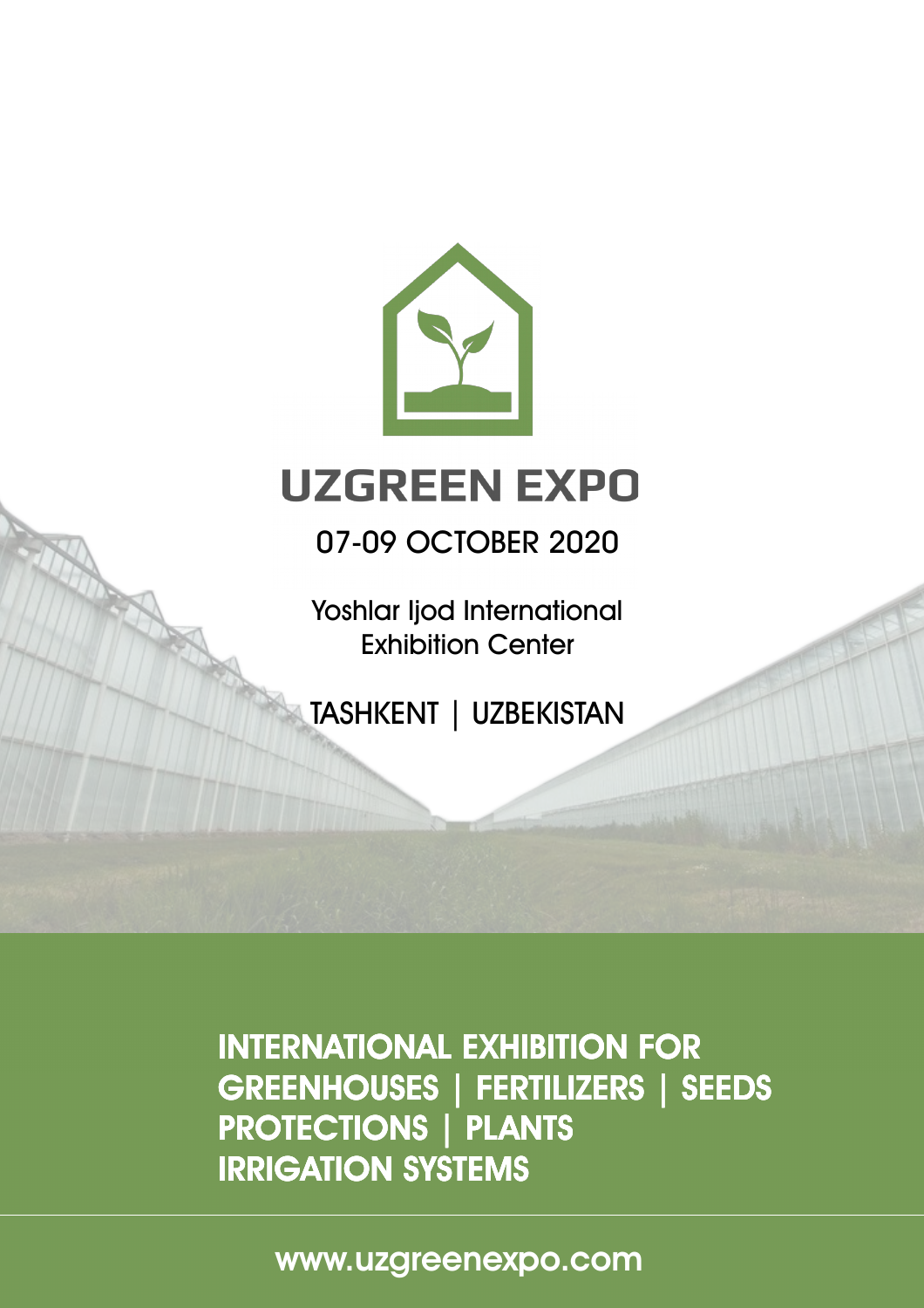# UZGREEN EXPO

07-09 OCTOBER 2020

Yoshlar Ijod International Exhibition Center

TASHKENT | UZBEKISTAN

**INTERNATIONAL EXHIBITION FOR GREENHOUSES | FERTILIZERS | SEEDS PROTECTIONS | PLANTS IRRIGATION SYSTEMS**

www.uzgreenexpo.com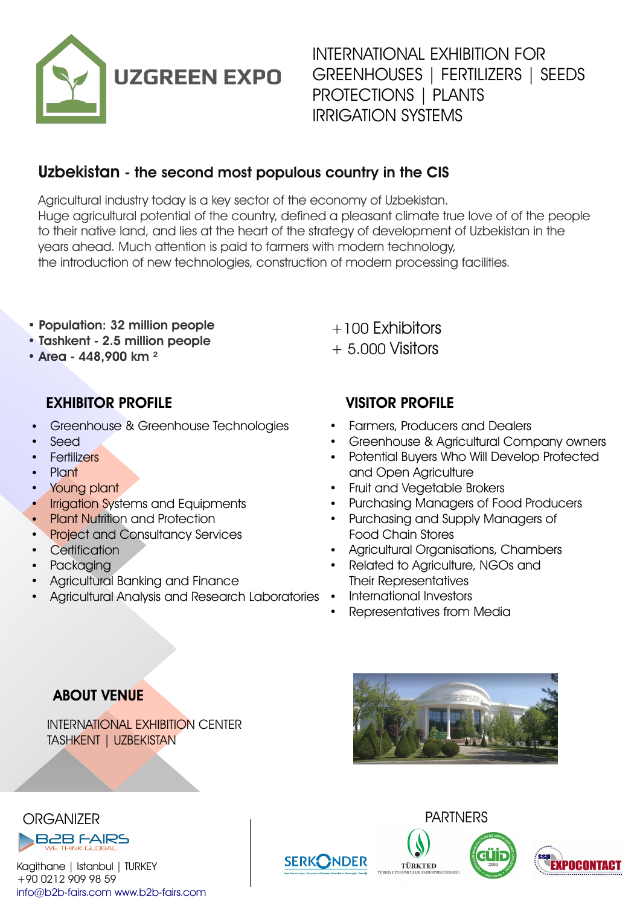# UZGREEN EXPO

INTERNATIONAL EXHIBITION FOR
GREENHOUSES | FERTILIZERS | SEEDS
PROTECTIONS | PLANTS
IRRIGATION SYSTEMS

## **Uzbekistan** - the second most populous country in the CIS

Agricultural industry today is a key sector of the economy of Uzbekistan.
Huge agricultural potential of the country, defined a pleasant climate true love of of the people to their native land, and lies at the heart of the strategy of development of Uzbekistan in the years ahead. Much attention is paid to farmers with modern technology, the introduction of new technologies, construction of modern processing facilities.

- **Population: 32 million people**
- **Tashkent - 2.5 million people**
- **Area - 448,900 km²**

+100 Exhibitors
+ 5.000 Visitors

## EXHIBITOR PROFILE

- Greenhouse & Greenhouse Technologies
- Seed
- Fertilizers
- Plant
- Young plant
- Irrigation Systems and Equipments
- Plant Nutrition and Protection
- Project and Consultancy Services
- Certification
- Packaging
- Agricultural Banking and Finance
- Agricultural Analysis and Research Laboratories

## VISITOR PROFILE

- Farmers, Producers and Dealers
- Greenhouse & Agricultural Company owners
- Potential Buyers Who Will Develop Protected and Open Agriculture
- Fruit and Vegetable Brokers
- Purchasing Managers of Food Producers
- Purchasing and Supply Managers of Food Chain Stores
- Agricultural Organisations, Chambers
- Related to Agriculture, NGOs and Their Representatives
- International Investors
- Representatives from Media

## ABOUT VENUE

INTERNATIONAL EXHIBITION CENTER
TASHKENT | UZBEKISTAN

ORGANIZER

B2B FAIRS
WE THINK GLOBAL

Kagithane | Istanbul | TURKEY
+90 0212 909 98 59
info@b2b-fairs.com www.b2b-fairs.com

PARTNERS

SERKONDER

TÜRKTED
TÜRKİYE TOHUMCULUK ENDÜSTRİSİ DERNEĞİ

GÜİD 2003

SSP EXPOCONTACT